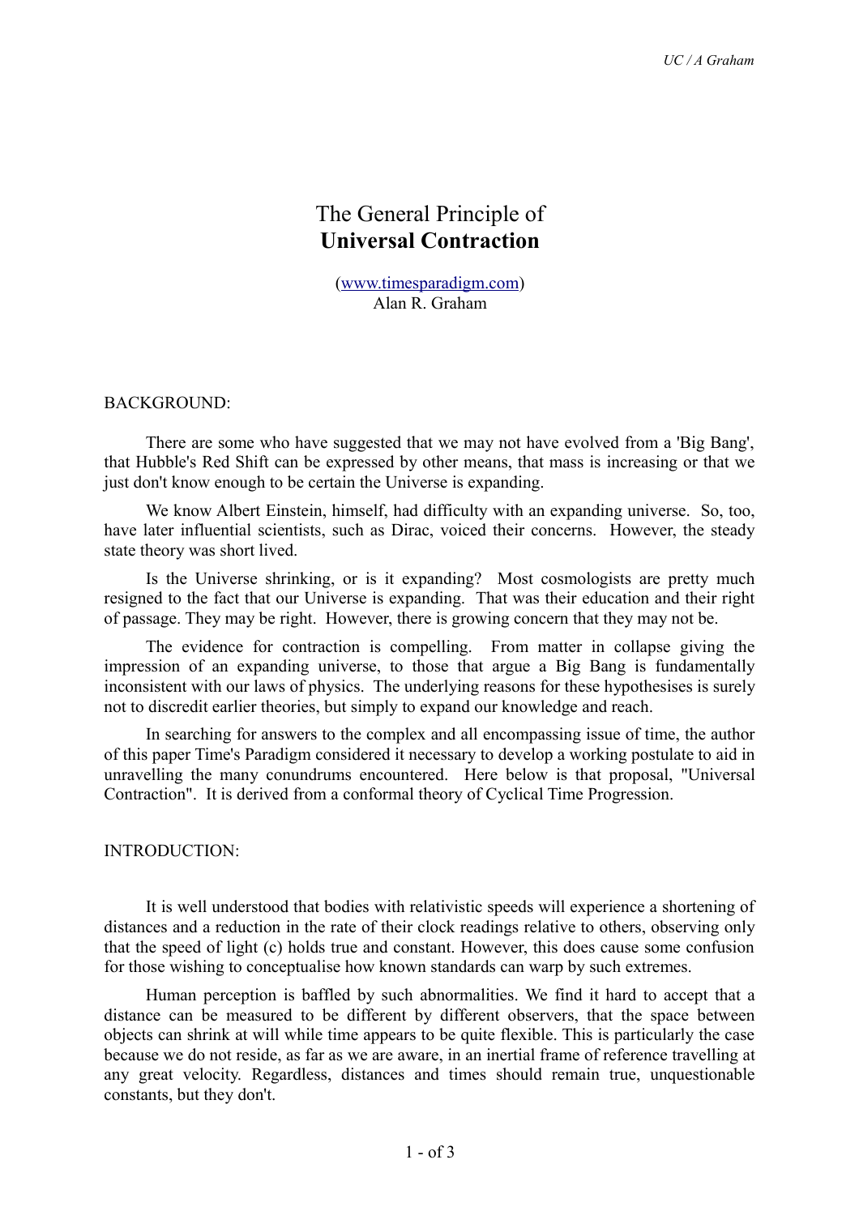# The General Principle of **Universal Contraction**

([www.timesparadigm.com](http://www.timesparadigm.com))
Alan R. Graham

## BACKGROUND:

There are some who have suggested that we may not have evolved from a 'Big Bang', that Hubble's Red Shift can be expressed by other means, that mass is increasing or that we just don't know enough to be certain the Universe is expanding.

We know Albert Einstein, himself, had difficulty with an expanding universe. So, too, have later influential scientists, such as Dirac, voiced their concerns. However, the steady state theory was short lived.

Is the Universe shrinking, or is it expanding? Most cosmologists are pretty much resigned to the fact that our Universe is expanding. That was their education and their right of passage. They may be right. However, there is growing concern that they may not be.

The evidence for contraction is compelling. From matter in collapse giving the impression of an expanding universe, to those that argue a Big Bang is fundamentally inconsistent with our laws of physics. The underlying reasons for these hypothesises is surely not to discredit earlier theories, but simply to expand our knowledge and reach.

In searching for answers to the complex and all encompassing issue of time, the author of this paper Time's Paradigm considered it necessary to develop a working postulate to aid in unravelling the many conundrums encountered. Here below is that proposal, "Universal Contraction". It is derived from a conformal theory of Cyclical Time Progression.

## INTRODUCTION:

It is well understood that bodies with relativistic speeds will experience a shortening of distances and a reduction in the rate of their clock readings relative to others, observing only that the speed of light (c) holds true and constant. However, this does cause some confusion for those wishing to conceptualise how known standards can warp by such extremes.

Human perception is baffled by such abnormalities. We find it hard to accept that a distance can be measured to be different by different observers, that the space between objects can shrink at will while time appears to be quite flexible. This is particularly the case because we do not reside, as far as we are aware, in an inertial frame of reference travelling at any great velocity. Regardless, distances and times should remain true, unquestionable constants, but they don't.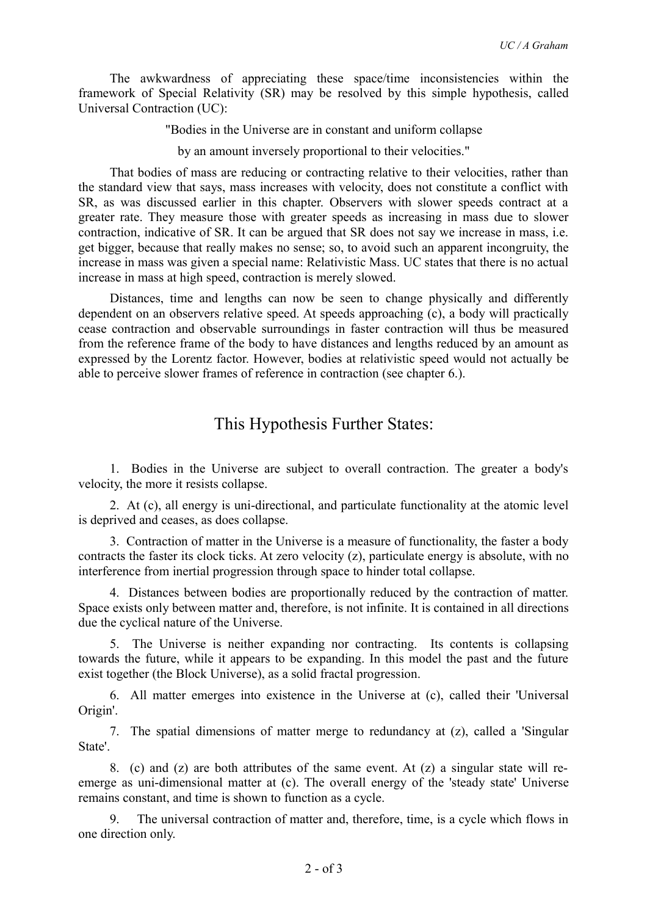The awkwardness of appreciating these space/time inconsistencies within the framework of Special Relativity (SR) may be resolved by this simple hypothesis, called Universal Contraction (UC):

"Bodies in the Universe are in constant and uniform collapse

by an amount inversely proportional to their velocities."

That bodies of mass are reducing or contracting relative to their velocities, rather than the standard view that says, mass increases with velocity, does not constitute a conflict with SR, as was discussed earlier in this chapter. Observers with slower speeds contract at a greater rate. They measure those with greater speeds as increasing in mass due to slower contraction, indicative of SR. It can be argued that SR does not say we increase in mass, i.e. get bigger, because that really makes no sense; so, to avoid such an apparent incongruity, the increase in mass was given a special name: Relativistic Mass. UC states that there is no actual increase in mass at high speed, contraction is merely slowed.

Distances, time and lengths can now be seen to change physically and differently dependent on an observers relative speed. At speeds approaching (c), a body will practically cease contraction and observable surroundings in faster contraction will thus be measured from the reference frame of the body to have distances and lengths reduced by an amount as expressed by the Lorentz factor. However, bodies at relativistic speed would not actually be able to perceive slower frames of reference in contraction (see chapter 6.).

## This Hypothesis Further States:

1. Bodies in the Universe are subject to overall contraction. The greater a body's velocity, the more it resists collapse.

2. At (c), all energy is uni-directional, and particulate functionality at the atomic level is deprived and ceases, as does collapse.

3. Contraction of matter in the Universe is a measure of functionality, the faster a body contracts the faster its clock ticks. At zero velocity (z), particulate energy is absolute, with no interference from inertial progression through space to hinder total collapse.

4. Distances between bodies are proportionally reduced by the contraction of matter. Space exists only between matter and, therefore, is not infinite. It is contained in all directions due the cyclical nature of the Universe.

5. The Universe is neither expanding nor contracting. Its contents is collapsing towards the future, while it appears to be expanding. In this model the past and the future exist together (the Block Universe), as a solid fractal progression.

6. All matter emerges into existence in the Universe at (c), called their 'Universal Origin'.

7. The spatial dimensions of matter merge to redundancy at (z), called a 'Singular State'.

8. (c) and (z) are both attributes of the same event. At (z) a singular state will re-emerge as uni-dimensional matter at (c). The overall energy of the 'steady state' Universe remains constant, and time is shown to function as a cycle.

9. The universal contraction of matter and, therefore, time, is a cycle which flows in one direction only.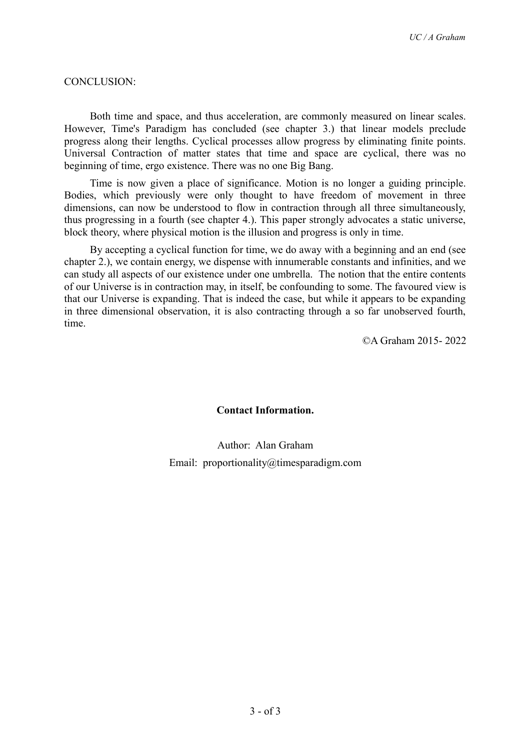CONCLUSION:

Both time and space, and thus acceleration, are commonly measured on linear scales. However, Time's Paradigm has concluded (see chapter 3.) that linear models preclude progress along their lengths. Cyclical processes allow progress by eliminating finite points. Universal Contraction of matter states that time and space are cyclical, there was no beginning of time, ergo existence. There was no one Big Bang.

Time is now given a place of significance. Motion is no longer a guiding principle. Bodies, which previously were only thought to have freedom of movement in three dimensions, can now be understood to flow in contraction through all three simultaneously, thus progressing in a fourth (see chapter 4.). This paper strongly advocates a static universe, block theory, where physical motion is the illusion and progress is only in time.

By accepting a cyclical function for time, we do away with a beginning and an end (see chapter 2.), we contain energy, we dispense with innumerable constants and infinities, and we can study all aspects of our existence under one umbrella. The notion that the entire contents of our Universe is in contraction may, in itself, be confounding to some. The favoured view is that our Universe is expanding. That is indeed the case, but while it appears to be expanding in three dimensional observation, it is also contracting through a so far unobserved fourth, time.

©A Graham 2015- 2022

**Contact Information.**

Author: Alan Graham

Email: proportionality@timesparadigm.com